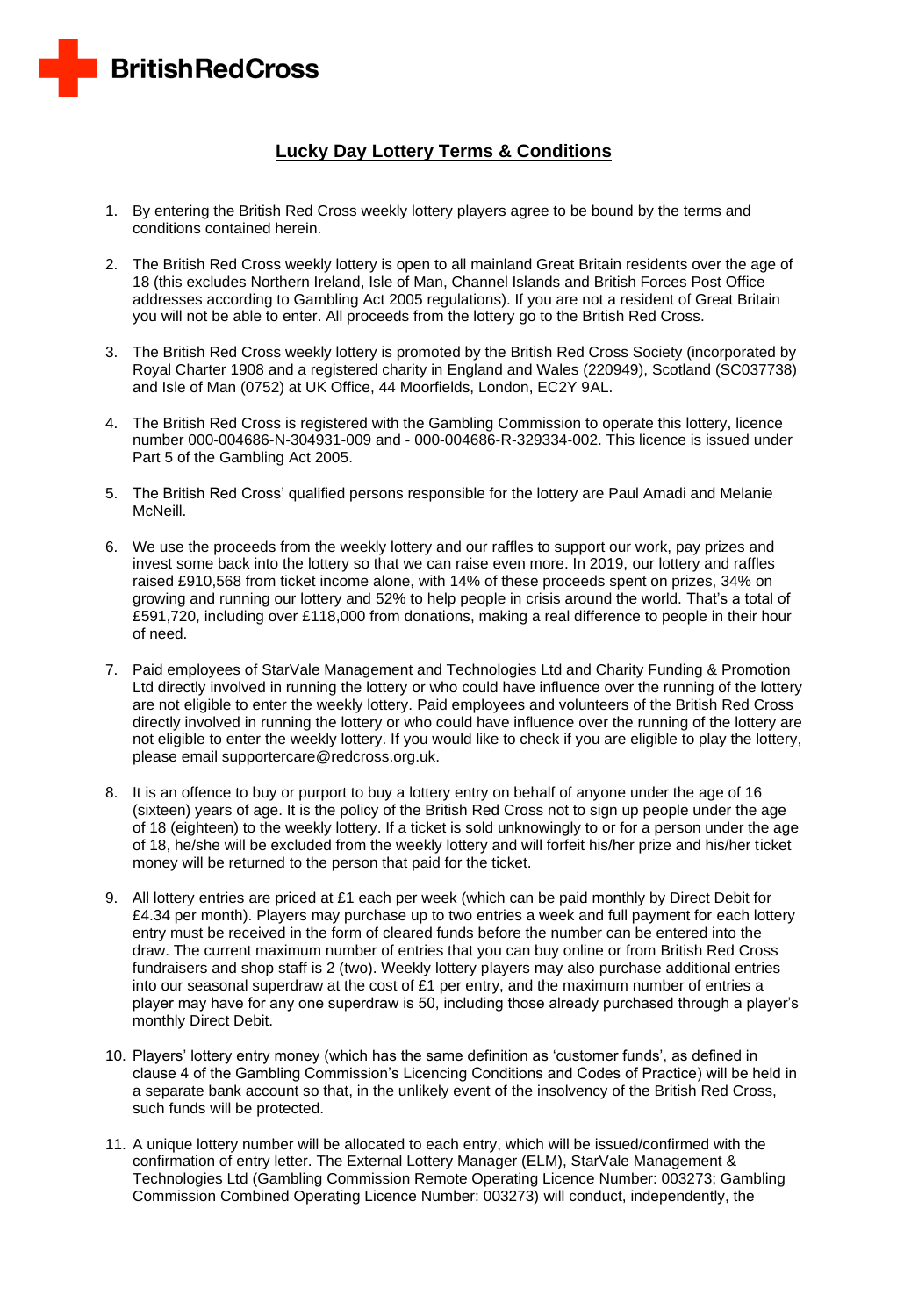BritishRedCross

# Lucky Day Lottery Terms & Conditions

1. By entering the British Red Cross weekly lottery players agree to be bound by the terms and conditions contained herein.

2. The British Red Cross weekly lottery is open to all mainland Great Britain residents over the age of 18 (this excludes Northern Ireland, Isle of Man, Channel Islands and British Forces Post Office addresses according to Gambling Act 2005 regulations). If you are not a resident of Great Britain you will not be able to enter. All proceeds from the lottery go to the British Red Cross.

3. The British Red Cross weekly lottery is promoted by the British Red Cross Society (incorporated by Royal Charter 1908 and a registered charity in England and Wales (220949), Scotland (SC037738) and Isle of Man (0752) at UK Office, 44 Moorfields, London, EC2Y 9AL.

4. The British Red Cross is registered with the Gambling Commission to operate this lottery, licence number 000-004686-N-304931-009 and - 000-004686-R-329334-002. This licence is issued under Part 5 of the Gambling Act 2005.

5. The British Red Cross' qualified persons responsible for the lottery are Paul Amadi and Melanie McNeill.

6. We use the proceeds from the weekly lottery and our raffles to support our work, pay prizes and invest some back into the lottery so that we can raise even more. In 2019, our lottery and raffles raised £910,568 from ticket income alone, with 14% of these proceeds spent on prizes, 34% on growing and running our lottery and 52% to help people in crisis around the world. That's a total of £591,720, including over £118,000 from donations, making a real difference to people in their hour of need.

7. Paid employees of StarVale Management and Technologies Ltd and Charity Funding & Promotion Ltd directly involved in running the lottery or who could have influence over the running of the lottery are not eligible to enter the weekly lottery. Paid employees and volunteers of the British Red Cross directly involved in running the lottery or who could have influence over the running of the lottery are not eligible to enter the weekly lottery. If you would like to check if you are eligible to play the lottery, please email supportercare@redcross.org.uk.

8. It is an offence to buy or purport to buy a lottery entry on behalf of anyone under the age of 16 (sixteen) years of age. It is the policy of the British Red Cross not to sign up people under the age of 18 (eighteen) to the weekly lottery. If a ticket is sold unknowingly to or for a person under the age of 18, he/she will be excluded from the weekly lottery and will forfeit his/her prize and his/her ticket money will be returned to the person that paid for the ticket.

9. All lottery entries are priced at £1 each per week (which can be paid monthly by Direct Debit for £4.34 per month). Players may purchase up to two entries a week and full payment for each lottery entry must be received in the form of cleared funds before the number can be entered into the draw. The current maximum number of entries that you can buy online or from British Red Cross fundraisers and shop staff is 2 (two). Weekly lottery players may also purchase additional entries into our seasonal superdraw at the cost of £1 per entry, and the maximum number of entries a player may have for any one superdraw is 50, including those already purchased through a player's monthly Direct Debit.

10. Players' lottery entry money (which has the same definition as 'customer funds', as defined in clause 4 of the Gambling Commission's Licencing Conditions and Codes of Practice) will be held in a separate bank account so that, in the unlikely event of the insolvency of the British Red Cross, such funds will be protected.

11. A unique lottery number will be allocated to each entry, which will be issued/confirmed with the confirmation of entry letter. The External Lottery Manager (ELM), StarVale Management & Technologies Ltd (Gambling Commission Remote Operating Licence Number: 003273; Gambling Commission Combined Operating Licence Number: 003273) will conduct, independently, the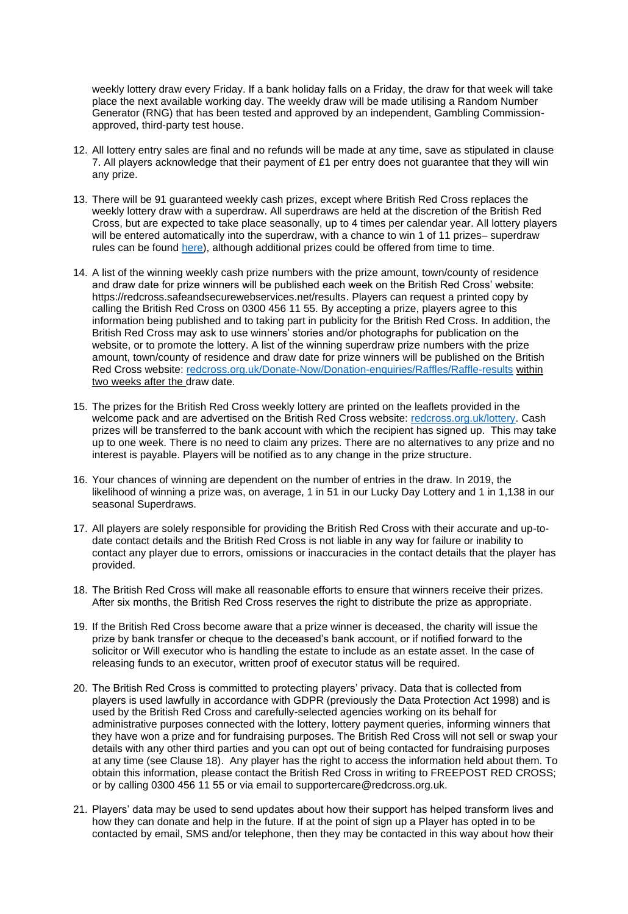weekly lottery draw every Friday. If a bank holiday falls on a Friday, the draw for that week will take place the next available working day. The weekly draw will be made utilising a Random Number Generator (RNG) that has been tested and approved by an independent, Gambling Commission-approved, third-party test house.

12. All lottery entry sales are final and no refunds will be made at any time, save as stipulated in clause 7. All players acknowledge that their payment of £1 per entry does not guarantee that they will win any prize.

13. There will be 91 guaranteed weekly cash prizes, except where British Red Cross replaces the weekly lottery draw with a superdraw. All superdraws are held at the discretion of the British Red Cross, but are expected to take place seasonally, up to 4 times per calendar year. All lottery players will be entered automatically into the superdraw, with a chance to win 1 of 11 prizes– superdraw rules can be found [here]), although additional prizes could be offered from time to time.

14. A list of the winning weekly cash prize numbers with the prize amount, town/county of residence and draw date for prize winners will be published each week on the British Red Cross' website: https://redcross.safeandsecurewebservices.net/results. Players can request a printed copy by calling the British Red Cross on 0300 456 11 55. By accepting a prize, players agree to this information being published and to taking part in publicity for the British Red Cross. In addition, the British Red Cross may ask to use winners' stories and/or photographs for publication on the website, or to promote the lottery. A list of the winning superdraw prize numbers with the prize amount, town/county of residence and draw date for prize winners will be published on the British Red Cross website: redcross.org.uk/Donate-Now/Donation-enquiries/Raffles/Raffle-results within two weeks after the draw date.

15. The prizes for the British Red Cross weekly lottery are printed on the leaflets provided in the welcome pack and are advertised on the British Red Cross website: redcross.org.uk/lottery. Cash prizes will be transferred to the bank account with which the recipient has signed up. This may take up to one week. There is no need to claim any prizes. There are no alternatives to any prize and no interest is payable. Players will be notified as to any change in the prize structure.

16. Your chances of winning are dependent on the number of entries in the draw. In 2019, the likelihood of winning a prize was, on average, 1 in 51 in our Lucky Day Lottery and 1 in 1,138 in our seasonal Superdraws.

17. All players are solely responsible for providing the British Red Cross with their accurate and up-to-date contact details and the British Red Cross is not liable in any way for failure or inability to contact any player due to errors, omissions or inaccuracies in the contact details that the player has provided.

18. The British Red Cross will make all reasonable efforts to ensure that winners receive their prizes. After six months, the British Red Cross reserves the right to distribute the prize as appropriate.

19. If the British Red Cross become aware that a prize winner is deceased, the charity will issue the prize by bank transfer or cheque to the deceased's bank account, or if notified forward to the solicitor or Will executor who is handling the estate to include as an estate asset. In the case of releasing funds to an executor, written proof of executor status will be required.

20. The British Red Cross is committed to protecting players' privacy. Data that is collected from players is used lawfully in accordance with GDPR (previously the Data Protection Act 1998) and is used by the British Red Cross and carefully-selected agencies working on its behalf for administrative purposes connected with the lottery, lottery payment queries, informing winners that they have won a prize and for fundraising purposes. The British Red Cross will not sell or swap your details with any other third parties and you can opt out of being contacted for fundraising purposes at any time (see Clause 18). Any player has the right to access the information held about them. To obtain this information, please contact the British Red Cross in writing to FREEPOST RED CROSS; or by calling 0300 456 11 55 or via email to supportercare@redcross.org.uk.

21. Players' data may be used to send updates about how their support has helped transform lives and how they can donate and help in the future. If at the point of sign up a Player has opted in to be contacted by email, SMS and/or telephone, then they may be contacted in this way about how their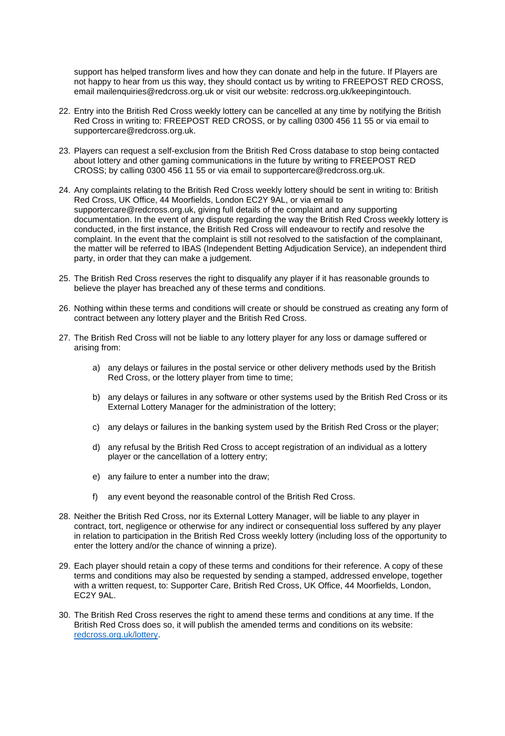support has helped transform lives and how they can donate and help in the future. If Players are not happy to hear from us this way, they should contact us by writing to FREEPOST RED CROSS, email mailenquiries@redcross.org.uk or visit our website: redcross.org.uk/keepingintouch.

22. Entry into the British Red Cross weekly lottery can be cancelled at any time by notifying the British Red Cross in writing to: FREEPOST RED CROSS, or by calling 0300 456 11 55 or via email to supportercare@redcross.org.uk.

23. Players can request a self-exclusion from the British Red Cross database to stop being contacted about lottery and other gaming communications in the future by writing to FREEPOST RED CROSS; by calling 0300 456 11 55 or via email to supportercare@redcross.org.uk.

24. Any complaints relating to the British Red Cross weekly lottery should be sent in writing to: British Red Cross, UK Office, 44 Moorfields, London EC2Y 9AL, or via email to supportercare@redcross.org.uk, giving full details of the complaint and any supporting documentation. In the event of any dispute regarding the way the British Red Cross weekly lottery is conducted, in the first instance, the British Red Cross will endeavour to rectify and resolve the complaint. In the event that the complaint is still not resolved to the satisfaction of the complainant, the matter will be referred to IBAS (Independent Betting Adjudication Service), an independent third party, in order that they can make a judgement.

25. The British Red Cross reserves the right to disqualify any player if it has reasonable grounds to believe the player has breached any of these terms and conditions.

26. Nothing within these terms and conditions will create or should be construed as creating any form of contract between any lottery player and the British Red Cross.

27. The British Red Cross will not be liable to any lottery player for any loss or damage suffered or arising from:

    a) any delays or failures in the postal service or other delivery methods used by the British Red Cross, or the lottery player from time to time;

    b) any delays or failures in any software or other systems used by the British Red Cross or its External Lottery Manager for the administration of the lottery;

    c) any delays or failures in the banking system used by the British Red Cross or the player;

    d) any refusal by the British Red Cross to accept registration of an individual as a lottery player or the cancellation of a lottery entry;

    e) any failure to enter a number into the draw;

    f) any event beyond the reasonable control of the British Red Cross.

28. Neither the British Red Cross, nor its External Lottery Manager, will be liable to any player in contract, tort, negligence or otherwise for any indirect or consequential loss suffered by any player in relation to participation in the British Red Cross weekly lottery (including loss of the opportunity to enter the lottery and/or the chance of winning a prize).

29. Each player should retain a copy of these terms and conditions for their reference. A copy of these terms and conditions may also be requested by sending a stamped, addressed envelope, together with a written request, to: Supporter Care, British Red Cross, UK Office, 44 Moorfields, London, EC2Y 9AL.

30. The British Red Cross reserves the right to amend these terms and conditions at any time. If the British Red Cross does so, it will publish the amended terms and conditions on its website: [redcross.org.uk/lottery](redcross.org.uk/lottery).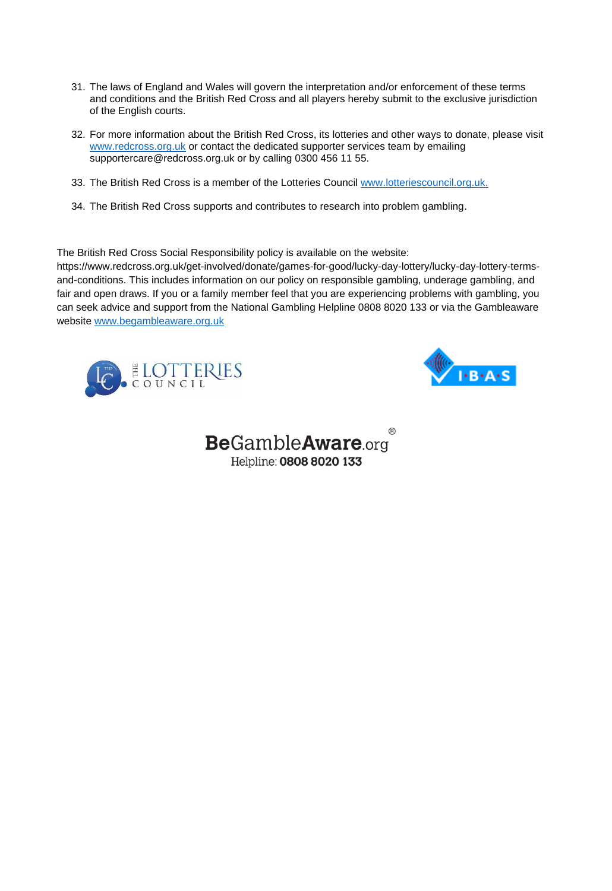31. The laws of England and Wales will govern the interpretation and/or enforcement of these terms and conditions and the British Red Cross and all players hereby submit to the exclusive jurisdiction of the English courts.

32. For more information about the British Red Cross, its lotteries and other ways to donate, please visit www.redcross.org.uk or contact the dedicated supporter services team by emailing supportercare@redcross.org.uk or by calling 0300 456 11 55.

33. The British Red Cross is a member of the Lotteries Council www.lotteriescouncil.org.uk.

34. The British Red Cross supports and contributes to research into problem gambling.

The British Red Cross Social Responsibility policy is available on the website: https://www.redcross.org.uk/get-involved/donate/games-for-good/lucky-day-lottery/lucky-day-lottery-terms-and-conditions. This includes information on our policy on responsible gambling, underage gambling, and fair and open draws. If you or a family member feel that you are experiencing problems with gambling, you can seek advice and support from the National Gambling Helpline 0808 8020 133 or via the Gambleaware website www.begambleaware.org.uk

THE LOTTERIES COUNCIL

IBAS

BeGambleAware.org®
Helpline: 0808 8020 133